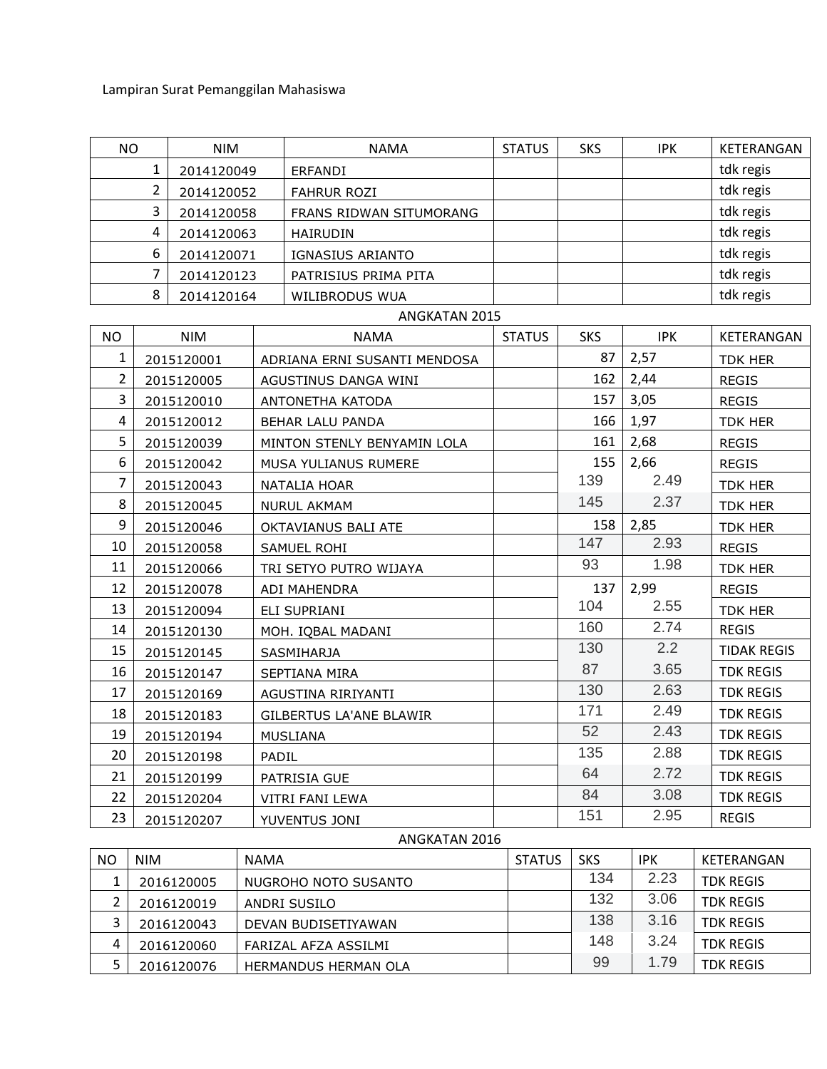Lampiran Surat Pemanggilan Mahasiswa

| NO | NIM | NAMA | STATUS | SKS | IPK | KETERANGAN |
|---|---|---|---|---|---|---|
| 1 | 2014120049 | ERFANDI | | | | tdk regis |
| 2 | 2014120052 | FAHRUR ROZI | | | | tdk regis |
| 3 | 2014120058 | FRANS RIDWAN SITUMORANG | | | | tdk regis |
| 4 | 2014120063 | HAIRUDIN | | | | tdk regis |
| 6 | 2014120071 | IGNASIUS ARIANTO | | | | tdk regis |
| 7 | 2014120123 | PATRISIUS PRIMA PITA | | | | tdk regis |
| 8 | 2014120164 | WILIBRODUS WUA | | | | tdk regis |

ANGKATAN 2015

| NO | NIM | NAMA | STATUS | SKS | IPK | KETERANGAN |
|---|---|---|---|---|---|---|
| 1 | 2015120001 | ADRIANA ERNI SUSANTI MENDOSA | | 87 | 2,57 | TDK HER |
| 2 | 2015120005 | AGUSTINUS DANGA WINI | | 162 | 2,44 | REGIS |
| 3 | 2015120010 | ANTONETHA KATODA | | 157 | 3,05 | REGIS |
| 4 | 2015120012 | BEHAR LALU PANDA | | 166 | 1,97 | TDK HER |
| 5 | 2015120039 | MINTON STENLY BENYAMIN LOLA | | 161 | 2,68 | REGIS |
| 6 | 2015120042 | MUSA YULIANUS RUMERE | | 155 | 2,66 | REGIS |
| 7 | 2015120043 | NATALIA HOAR | | 139 | 2.49 | TDK HER |
| 8 | 2015120045 | NURUL AKMAM | | 145 | 2.37 | TDK HER |
| 9 | 2015120046 | OKTAVIANUS BALI ATE | | 158 | 2,85 | TDK HER |
| 10 | 2015120058 | SAMUEL ROHI | | 147 | 2.93 | REGIS |
| 11 | 2015120066 | TRI SETYO PUTRO WIJAYA | | 93 | 1.98 | TDK HER |
| 12 | 2015120078 | ADI MAHENDRA | | 137 | 2,99 | REGIS |
| 13 | 2015120094 | ELI SUPRIANI | | 104 | 2.55 | TDK HER |
| 14 | 2015120130 | MOH. IQBAL MADANI | | 160 | 2.74 | REGIS |
| 15 | 2015120145 | SASMIHARJA | | 130 | 2.2 | TIDAK REGIS |
| 16 | 2015120147 | SEPTIANA MIRA | | 87 | 3.65 | TDK REGIS |
| 17 | 2015120169 | AGUSTINA RIRIYANTI | | 130 | 2.63 | TDK REGIS |
| 18 | 2015120183 | GILBERTUS LA'ANE BLAWIR | | 171 | 2.49 | TDK REGIS |
| 19 | 2015120194 | MUSLIANA | | 52 | 2.43 | TDK REGIS |
| 20 | 2015120198 | PADIL | | 135 | 2.88 | TDK REGIS |
| 21 | 2015120199 | PATRISIA GUE | | 64 | 2.72 | TDK REGIS |
| 22 | 2015120204 | VITRI FANI LEWA | | 84 | 3.08 | TDK REGIS |
| 23 | 2015120207 | YUVENTUS JONI | | 151 | 2.95 | REGIS |

ANGKATAN 2016

| NO | NIM | NAMA | STATUS | SKS | IPK | KETERANGAN |
|---|---|---|---|---|---|---|
| 1 | 2016120005 | NUGROHO NOTO SUSANTO | | 134 | 2.23 | TDK REGIS |
| 2 | 2016120019 | ANDRI SUSILO | | 132 | 3.06 | TDK REGIS |
| 3 | 2016120043 | DEVAN BUDISETIYAWAN | | 138 | 3.16 | TDK REGIS |
| 4 | 2016120060 | FARIZAL AFZA ASSILMI | | 148 | 3.24 | TDK REGIS |
| 5 | 2016120076 | HERMANDUS HERMAN OLA | | 99 | 1.79 | TDK REGIS |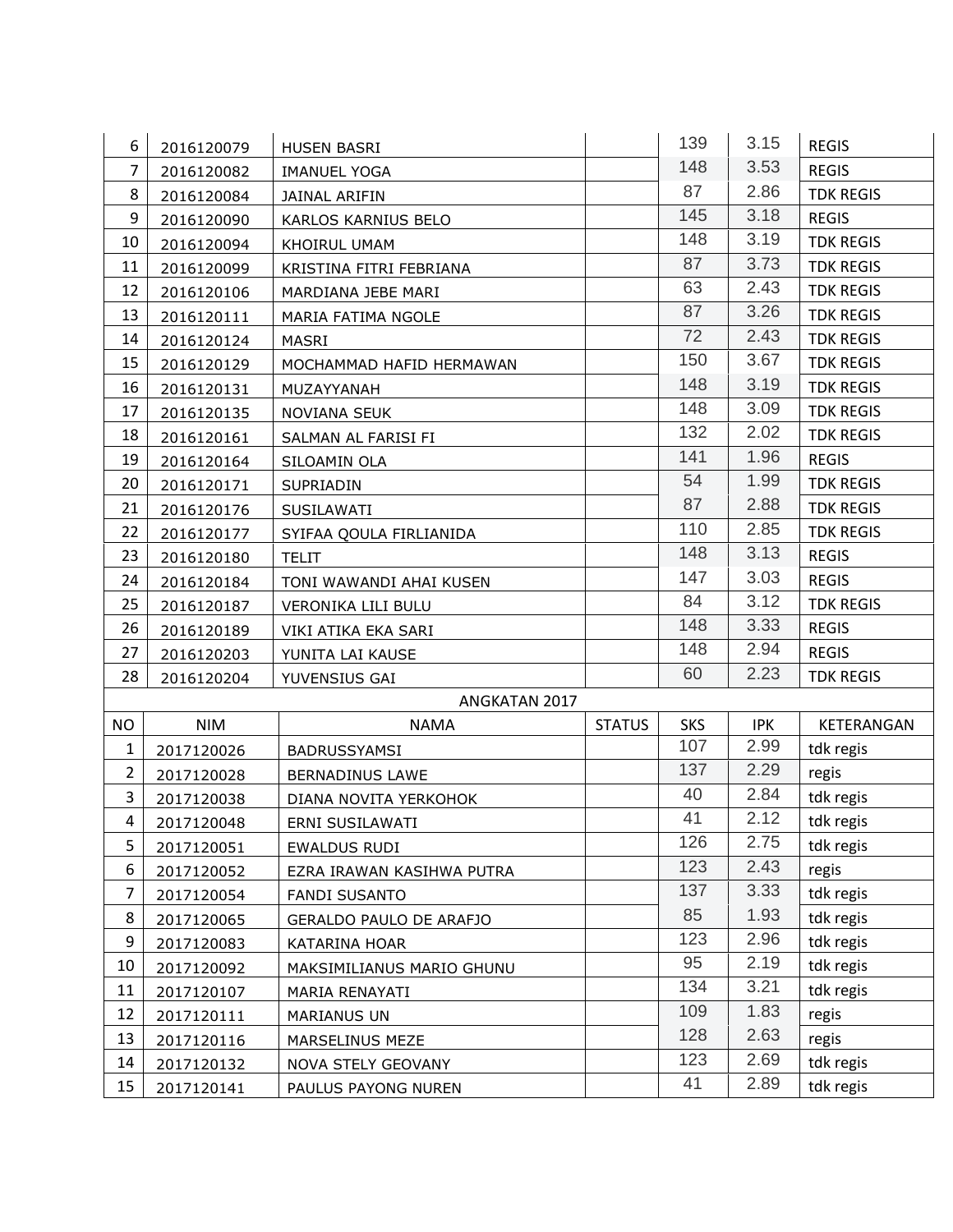| NO | NIM | NAMA | STATUS | SKS | IPK | KETERANGAN |
|---|---|---|---|---|---|---|
| 6 | 2016120079 | HUSEN BASRI | | 139 | 3.15 | REGIS |
| 7 | 2016120082 | IMANUEL YOGA | | 148 | 3.53 | REGIS |
| 8 | 2016120084 | JAINAL ARIFIN | | 87 | 2.86 | TDK REGIS |
| 9 | 2016120090 | KARLOS KARNIUS BELO | | 145 | 3.18 | REGIS |
| 10 | 2016120094 | KHOIRUL UMAM | | 148 | 3.19 | TDK REGIS |
| 11 | 2016120099 | KRISTINA FITRI FEBRIANA | | 87 | 3.73 | TDK REGIS |
| 12 | 2016120106 | MARDIANA JEBE MARI | | 63 | 2.43 | TDK REGIS |
| 13 | 2016120111 | MARIA FATIMA NGOLE | | 87 | 3.26 | TDK REGIS |
| 14 | 2016120124 | MASRI | | 72 | 2.43 | TDK REGIS |
| 15 | 2016120129 | MOCHAMMAD HAFID HERMAWAN | | 150 | 3.67 | TDK REGIS |
| 16 | 2016120131 | MUZAYYANAH | | 148 | 3.19 | TDK REGIS |
| 17 | 2016120135 | NOVIANA SEUK | | 148 | 3.09 | TDK REGIS |
| 18 | 2016120161 | SALMAN AL FARISI FI | | 132 | 2.02 | TDK REGIS |
| 19 | 2016120164 | SILOAMIN OLA | | 141 | 1.96 | REGIS |
| 20 | 2016120171 | SUPRIADIN | | 54 | 1.99 | TDK REGIS |
| 21 | 2016120176 | SUSILAWATI | | 87 | 2.88 | TDK REGIS |
| 22 | 2016120177 | SYIFAA QOULA FIRLIANIDA | | 110 | 2.85 | TDK REGIS |
| 23 | 2016120180 | TELIT | | 148 | 3.13 | REGIS |
| 24 | 2016120184 | TONI WAWANDI AHAI KUSEN | | 147 | 3.03 | REGIS |
| 25 | 2016120187 | VERONIKA LILI BULU | | 84 | 3.12 | TDK REGIS |
| 26 | 2016120189 | VIKI ATIKA EKA SARI | | 148 | 3.33 | REGIS |
| 27 | 2016120203 | YUNITA LAI KAUSE | | 148 | 2.94 | REGIS |
| 28 | 2016120204 | YUVENSIUS GAI | | 60 | 2.23 | TDK REGIS |
| | | ANGKATAN 2017 | | | | |
| NO | NIM | NAMA | STATUS | SKS | IPK | KETERANGAN |
| 1 | 2017120026 | BADRUSSYAMSI | | 107 | 2.99 | tdk regis |
| 2 | 2017120028 | BERNADINUS LAWE | | 137 | 2.29 | regis |
| 3 | 2017120038 | DIANA NOVITA YERKOHOK | | 40 | 2.84 | tdk regis |
| 4 | 2017120048 | ERNI SUSILAWATI | | 41 | 2.12 | tdk regis |
| 5 | 2017120051 | EWALDUS RUDI | | 126 | 2.75 | tdk regis |
| 6 | 2017120052 | EZRA IRAWAN KASIHWA PUTRA | | 123 | 2.43 | regis |
| 7 | 2017120054 | FANDI SUSANTO | | 137 | 3.33 | tdk regis |
| 8 | 2017120065 | GERALDO PAULO DE ARAFJO | | 85 | 1.93 | tdk regis |
| 9 | 2017120083 | KATARINA HOAR | | 123 | 2.96 | tdk regis |
| 10 | 2017120092 | MAKSIMILIANUS MARIO GHUNU | | 95 | 2.19 | tdk regis |
| 11 | 2017120107 | MARIA RENAYATI | | 134 | 3.21 | tdk regis |
| 12 | 2017120111 | MARIANUS UN | | 109 | 1.83 | regis |
| 13 | 2017120116 | MARSELINUS MEZE | | 128 | 2.63 | regis |
| 14 | 2017120132 | NOVA STELY GEOVANY | | 123 | 2.69 | tdk regis |
| 15 | 2017120141 | PAULUS PAYONG NUREN | | 41 | 2.89 | tdk regis |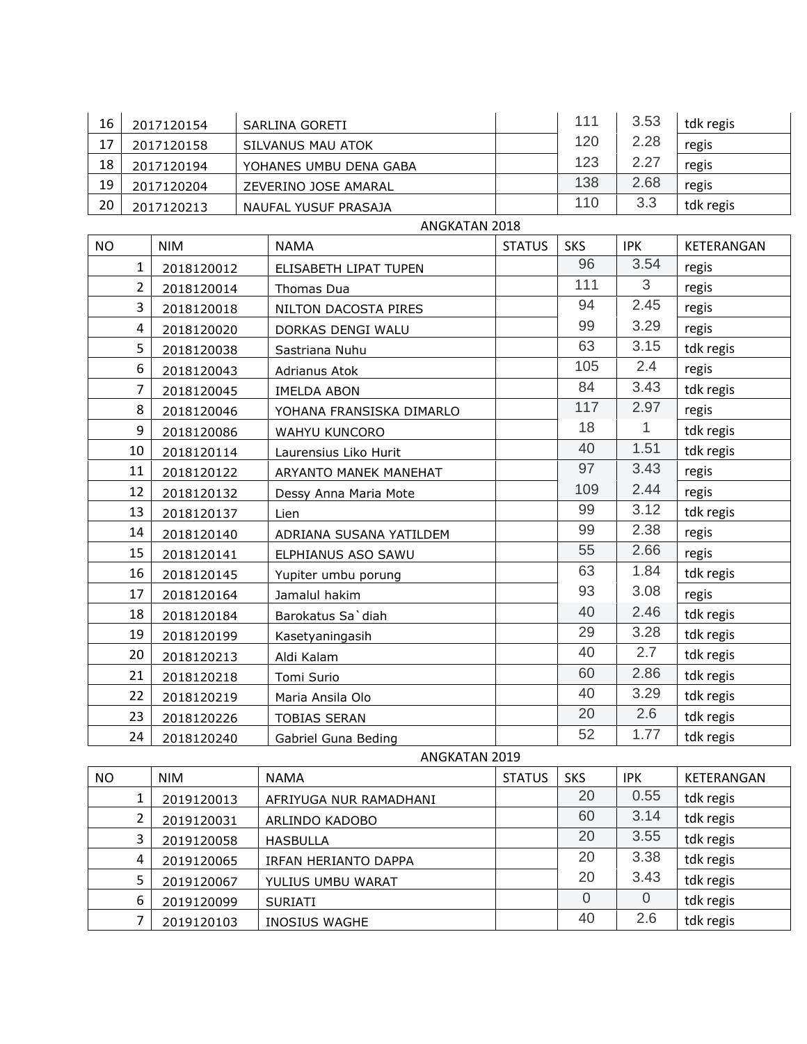| 16 | 2017120154 | SARLINA GORETI | | 111 | 3.53 | tdk regis |
|---|---|---|---|---|---|---|
| 17 | 2017120158 | SILVANUS MAU ATOK | | 120 | 2.28 | regis |
| 18 | 2017120194 | YOHANES UMBU DENA GABA | | 123 | 2.27 | regis |
| 19 | 2017120204 | ZEVERINO JOSE AMARAL | | 138 | 2.68 | regis |
| 20 | 2017120213 | NAUFAL YUSUF PRASAJA | | 110 | 3.3 | tdk regis |

ANGKATAN 2018

| NO | NIM | NAMA | STATUS | SKS | IPK | KETERANGAN |
|---|---|---|---|---|---|---|
| 1 | 2018120012 | ELISABETH LIPAT TUPEN | | 96 | 3.54 | regis |
| 2 | 2018120014 | Thomas Dua | | 111 | 3 | regis |
| 3 | 2018120018 | NILTON DACOSTA PIRES | | 94 | 2.45 | regis |
| 4 | 2018120020 | DORKAS DENGI WALU | | 99 | 3.29 | regis |
| 5 | 2018120038 | Sastriana Nuhu | | 63 | 3.15 | tdk regis |
| 6 | 2018120043 | Adrianus Atok | | 105 | 2.4 | regis |
| 7 | 2018120045 | IMELDA ABON | | 84 | 3.43 | tdk regis |
| 8 | 2018120046 | YOHANA FRANSISKA DIMARLO | | 117 | 2.97 | regis |
| 9 | 2018120086 | WAHYU KUNCORO | | 18 | 1 | tdk regis |
| 10 | 2018120114 | Laurensius Liko Hurit | | 40 | 1.51 | tdk regis |
| 11 | 2018120122 | ARYANTO MANEK MANEHAT | | 97 | 3.43 | regis |
| 12 | 2018120132 | Dessy Anna Maria Mote | | 109 | 2.44 | regis |
| 13 | 2018120137 | Lien | | 99 | 3.12 | tdk regis |
| 14 | 2018120140 | ADRIANA SUSANA YATILDEM | | 99 | 2.38 | regis |
| 15 | 2018120141 | ELPHIANUS ASO SAWU | | 55 | 2.66 | regis |
| 16 | 2018120145 | Yupiter umbu porung | | 63 | 1.84 | tdk regis |
| 17 | 2018120164 | Jamalul hakim | | 93 | 3.08 | regis |
| 18 | 2018120184 | Barokatus Sa`diah | | 40 | 2.46 | tdk regis |
| 19 | 2018120199 | Kasetyaningasih | | 29 | 3.28 | tdk regis |
| 20 | 2018120213 | Aldi Kalam | | 40 | 2.7 | tdk regis |
| 21 | 2018120218 | Tomi Surio | | 60 | 2.86 | tdk regis |
| 22 | 2018120219 | Maria Ansila Olo | | 40 | 3.29 | tdk regis |
| 23 | 2018120226 | TOBIAS SERAN | | 20 | 2.6 | tdk regis |
| 24 | 2018120240 | Gabriel Guna Beding | | 52 | 1.77 | tdk regis |

ANGKATAN 2019

| NO | NIM | NAMA | STATUS | SKS | IPK | KETERANGAN |
|---|---|---|---|---|---|---|
| 1 | 2019120013 | AFRIYUGA NUR RAMADHANI | | 20 | 0.55 | tdk regis |
| 2 | 2019120031 | ARLINDO KADOBO | | 60 | 3.14 | tdk regis |
| 3 | 2019120058 | HASBULLA | | 20 | 3.55 | tdk regis |
| 4 | 2019120065 | IRFAN HERIANTO DAPPA | | 20 | 3.38 | tdk regis |
| 5 | 2019120067 | YULIUS UMBU WARAT | | 20 | 3.43 | tdk regis |
| 6 | 2019120099 | SURIATI | | 0 | 0 | tdk regis |
| 7 | 2019120103 | INOSIUS WAGHE | | 40 | 2.6 | tdk regis |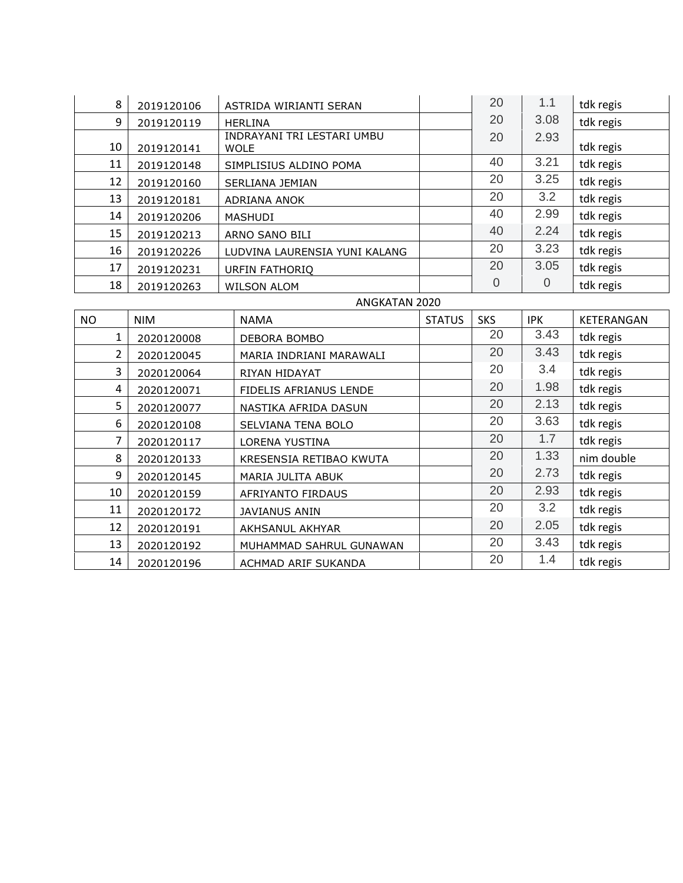| NO | NIM | NAMA | STATUS | SKS | IPK | KETERANGAN |
|---|---|---|---|---|---|---|
| 8 | 2019120106 | ASTRIDA WIRIANTI SERAN | | 20 | 1.1 | tdk regis |
| 9 | 2019120119 | HERLINA | | 20 | 3.08 | tdk regis |
| 10 | 2019120141 | INDRAYANI TRI LESTARI UMBU WOLE | | 20 | 2.93 | tdk regis |
| 11 | 2019120148 | SIMPLISIUS ALDINO POMA | | 40 | 3.21 | tdk regis |
| 12 | 2019120160 | SERLIANA JEMIAN | | 20 | 3.25 | tdk regis |
| 13 | 2019120181 | ADRIANA ANOK | | 20 | 3.2 | tdk regis |
| 14 | 2019120206 | MASHUDI | | 40 | 2.99 | tdk regis |
| 15 | 2019120213 | ARNO SANO BILI | | 40 | 2.24 | tdk regis |
| 16 | 2019120226 | LUDVINA LAURENSIA YUNI KALANG | | 20 | 3.23 | tdk regis |
| 17 | 2019120231 | URFIN FATHORIQ | | 20 | 3.05 | tdk regis |
| 18 | 2019120263 | WILSON ALOM | | 0 | 0 | tdk regis |

ANGKATAN 2020

| NO | NIM | NAMA | STATUS | SKS | IPK | KETERANGAN |
|---|---|---|---|---|---|---|
| 1 | 2020120008 | DEBORA BOMBO | | 20 | 3.43 | tdk regis |
| 2 | 2020120045 | MARIA INDRIANI MARAWALI | | 20 | 3.43 | tdk regis |
| 3 | 2020120064 | RIYAN HIDAYAT | | 20 | 3.4 | tdk regis |
| 4 | 2020120071 | FIDELIS AFRIANUS LENDE | | 20 | 1.98 | tdk regis |
| 5 | 2020120077 | NASTIKA AFRIDA DASUN | | 20 | 2.13 | tdk regis |
| 6 | 2020120108 | SELVIANA TENA BOLO | | 20 | 3.63 | tdk regis |
| 7 | 2020120117 | LORENA YUSTINA | | 20 | 1.7 | tdk regis |
| 8 | 2020120133 | KRESENSIA RETIBAO KWUTA | | 20 | 1.33 | nim double |
| 9 | 2020120145 | MARIA JULITA ABUK | | 20 | 2.73 | tdk regis |
| 10 | 2020120159 | AFRIYANTO FIRDAUS | | 20 | 2.93 | tdk regis |
| 11 | 2020120172 | JAVIANUS ANIN | | 20 | 3.2 | tdk regis |
| 12 | 2020120191 | AKHSANUL AKHYAR | | 20 | 2.05 | tdk regis |
| 13 | 2020120192 | MUHAMMAD SAHRUL GUNAWAN | | 20 | 3.43 | tdk regis |
| 14 | 2020120196 | ACHMAD ARIF SUKANDA | | 20 | 1.4 | tdk regis |